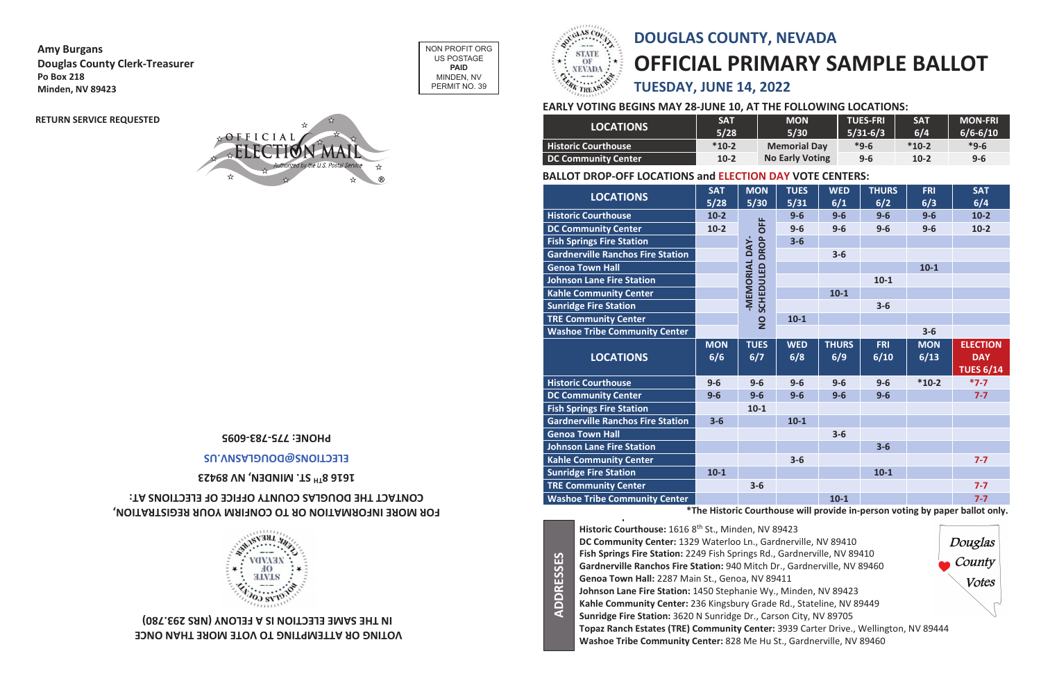**Amy Burgans**
**Douglas County Clerk-Treasurer**
**Po Box 218**
**Minden, NV 89423**

**RETURN SERVICE REQUESTED**

NON PROFIT ORG
US POSTAGE
**PAID**
MINDEN, NV
PERMIT NO. 39

OFFICIAL ELECTION MAIL
Authorized by the U.S. Postal Service

**FOR MORE INFORMATION OR TO CONFIRM YOUR REGISTRATION, CONTACT THE DOUGLAS COUNTY OFFICE OF ELECTIONS AT:**

**1616 8TH ST. MINDEN, NV 89423**

**ELECTIONS@DOUGLASNV.US**

**PHONE: 775-783-6095**

**VOTING OR ATTEMPTING TO VOTE MORE THAN ONCE IN THE SAME ELECTION IS A FELONY (NRS 293.780)**

## DOUGLAS COUNTY, NEVADA

# OFFICIAL PRIMARY SAMPLE BALLOT

### TUESDAY, JUNE 14, 2022

**EARLY VOTING BEGINS MAY 28-JUNE 10, AT THE FOLLOWING LOCATIONS:**

| LOCATIONS | SAT 5/28 | MON 5/30 | TUES-FRI 5/31-6/3 | SAT 6/4 | MON-FRI 6/6-6/10 |
|---|---|---|---|---|---|
| Historic Courthouse | *10-2 | Memorial Day | *9-6 | *10-2 | *9-6 |
| DC Community Center | 10-2 | No Early Voting | 9-6 | 10-2 | 9-6 |

**BALLOT DROP-OFF LOCATIONS and ELECTION DAY VOTE CENTERS:**

| LOCATIONS | SAT 5/28 | MON 5/30 | TUES 5/31 | WED 6/1 | THURS 6/2 | FRI 6/3 | SAT 6/4 |
|---|---|---|---|---|---|---|---|
| Historic Courthouse | 10-2 | -MEMORIAL DAY- NO SCHEDULED DROP OFF | 9-6 | 9-6 | 9-6 | 9-6 | 10-2 |
| DC Community Center | 10-2 | | 9-6 | 9-6 | 9-6 | 9-6 | 10-2 |
| Fish Springs Fire Station | | | 3-6 | | | | |
| Gardnerville Ranchos Fire Station | | | | 3-6 | | | |
| Genoa Town Hall | | | | | | 10-1 | |
| Johnson Lane Fire Station | | | | | 10-1 | | |
| Kahle Community Center | | | | 10-1 | | | |
| Sunridge Fire Station | | | | | 3-6 | | |
| TRE Community Center | | | 10-1 | | | | |
| Washoe Tribe Community Center | | | | | | 3-6 | |

| LOCATIONS | MON 6/6 | TUES 6/7 | WED 6/8 | THURS 6/9 | FRI 6/10 | MON 6/13 | ELECTION DAY TUES 6/14 |
|---|---|---|---|---|---|---|---|
| Historic Courthouse | 9-6 | 9-6 | 9-6 | 9-6 | 9-6 | *10-2 | *7-7 |
| DC Community Center | 9-6 | 9-6 | 9-6 | 9-6 | 9-6 | | 7-7 |
| Fish Springs Fire Station | | 10-1 | | | | | |
| Gardnerville Ranchos Fire Station | 3-6 | | 10-1 | | | | |
| Genoa Town Hall | | | | 3-6 | | | |
| Johnson Lane Fire Station | | | | | 3-6 | | |
| Kahle Community Center | | | 3-6 | | | | 7-7 |
| Sunridge Fire Station | 10-1 | | | | 10-1 | | |
| TRE Community Center | | 3-6 | | | | | 7-7 |
| Washoe Tribe Community Center | | | | 10-1 | | | 7-7 |

**\*The Historic Courthouse will provide in-person voting by paper ballot only.**

**ADDRESSES**

**Historic Courthouse:** 1616 8th St., Minden, NV 89423
**DC Community Center:** 1329 Waterloo Ln., Gardnerville, NV 89410
**Fish Springs Fire Station:** 2249 Fish Springs Rd., Gardnerville, NV 89410
**Gardnerville Ranchos Fire Station:** 940 Mitch Dr., Gardnerville, NV 89460
**Genoa Town Hall:** 2287 Main St., Genoa, NV 89411
**Johnson Lane Fire Station:** 1450 Stephanie Wy., Minden, NV 89423
**Kahle Community Center:** 236 Kingsbury Grade Rd., Stateline, NV 89449
**Sunridge Fire Station:** 3620 N Sunridge Dr., Carson City, NV 89705
**Topaz Ranch Estates (TRE) Community Center:** 3939 Carter Drive., Wellington, NV 89444
**Washoe Tribe Community Center:** 828 Me Hu St., Gardnerville, NV 89460

*Douglas County Votes*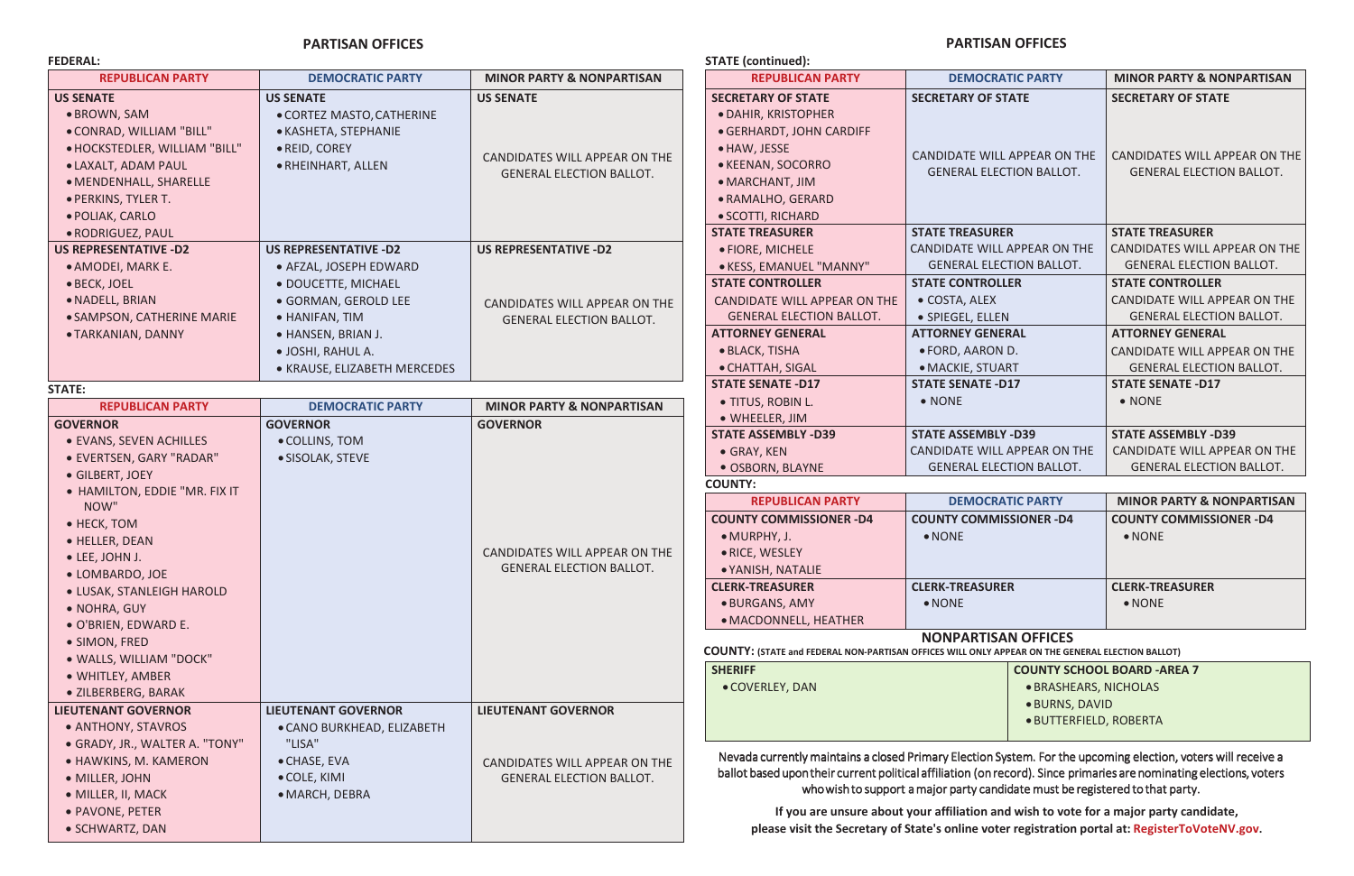## PARTISAN OFFICES

**FEDERAL:**

| REPUBLICAN PARTY | DEMOCRATIC PARTY | MINOR PARTY & NONPARTISAN |
|---|---|---|
| **US SENATE**<br>• BROWN, SAM<br>• CONRAD, WILLIAM "BILL"<br>• HOCKSTEDLER, WILLIAM "BILL"<br>• LAXALT, ADAM PAUL<br>• MENDENHALL, SHARELLE<br>• PERKINS, TYLER T.<br>• POLIAK, CARLO<br>• RODRIGUEZ, PAUL | **US SENATE**<br>• CORTEZ MASTO, CATHERINE<br>• KASHETA, STEPHANIE<br>• REID, COREY<br>• RHEINHART, ALLEN | **US SENATE**<br>CANDIDATES WILL APPEAR ON THE GENERAL ELECTION BALLOT. |
| **US REPRESENTATIVE -D2**<br>• AMODEI, MARK E.<br>• BECK, JOEL<br>• NADELL, BRIAN<br>• SAMPSON, CATHERINE MARIE<br>• TARKANIAN, DANNY | **US REPRESENTATIVE -D2**<br>• AFZAL, JOSEPH EDWARD<br>• DOUCETTE, MICHAEL<br>• GORMAN, GEROLD LEE<br>• HANIFAN, TIM<br>• HANSEN, BRIAN J.<br>• JOSHI, RAHUL A.<br>• KRAUSE, ELIZABETH MERCEDES | **US REPRESENTATIVE -D2**<br>CANDIDATES WILL APPEAR ON THE GENERAL ELECTION BALLOT. |

**STATE:**

| REPUBLICAN PARTY | DEMOCRATIC PARTY | MINOR PARTY & NONPARTISAN |
|---|---|---|
| **GOVERNOR**<br>• EVANS, SEVEN ACHILLES<br>• EVERTSEN, GARY "RADAR"<br>• GILBERT, JOEY<br>• HAMILTON, EDDIE "MR. FIX IT NOW"<br>• HECK, TOM<br>• HELLER, DEAN<br>• LEE, JOHN J.<br>• LOMBARDO, JOE<br>• LUSAK, STANLEIGH HAROLD<br>• NOHRA, GUY<br>• O'BRIEN, EDWARD E.<br>• SIMON, FRED<br>• WALLS, WILLIAM "DOCK"<br>• WHITLEY, AMBER<br>• ZILBERBERG, BARAK | **GOVERNOR**<br>• COLLINS, TOM<br>• SISOLAK, STEVE | **GOVERNOR**<br>CANDIDATES WILL APPEAR ON THE GENERAL ELECTION BALLOT. |
| **LIEUTENANT GOVERNOR**<br>• ANTHONY, STAVROS<br>• GRADY, JR., WALTER A. "TONY"<br>• HAWKINS, M. KAMERON<br>• MILLER, JOHN<br>• MILLER, II, MACK<br>• PAVONE, PETER<br>• SCHWARTZ, DAN | **LIEUTENANT GOVERNOR**<br>• CANO BURKHEAD, ELIZABETH "LISA"<br>• CHASE, EVA<br>• COLE, KIMI<br>• MARCH, DEBRA | **LIEUTENANT GOVERNOR**<br>CANDIDATES WILL APPEAR ON THE GENERAL ELECTION BALLOT. |

## PARTISAN OFFICES

**STATE (continued):**

| REPUBLICAN PARTY | DEMOCRATIC PARTY | MINOR PARTY & NONPARTISAN |
|---|---|---|
| **SECRETARY OF STATE**<br>• DAHIR, KRISTOPHER<br>• GERHARDT, JOHN CARDIFF<br>• HAW, JESSE<br>• KEENAN, SOCORRO<br>• MARCHANT, JIM<br>• RAMALHO, GERARD<br>• SCOTTI, RICHARD | **SECRETARY OF STATE**<br>CANDIDATE WILL APPEAR ON THE GENERAL ELECTION BALLOT. | **SECRETARY OF STATE**<br>CANDIDATES WILL APPEAR ON THE GENERAL ELECTION BALLOT. |
| **STATE TREASURER**<br>• FIORE, MICHELE<br>• KESS, EMANUEL "MANNY" | **STATE TREASURER**<br>CANDIDATE WILL APPEAR ON THE GENERAL ELECTION BALLOT. | **STATE TREASURER**<br>CANDIDATES WILL APPEAR ON THE GENERAL ELECTION BALLOT. |
| **STATE CONTROLLER**<br>CANDIDATE WILL APPEAR ON THE GENERAL ELECTION BALLOT. | **STATE CONTROLLER**<br>• COSTA, ALEX<br>• SPIEGEL, ELLEN | **STATE CONTROLLER**<br>CANDIDATE WILL APPEAR ON THE GENERAL ELECTION BALLOT. |
| **ATTORNEY GENERAL**<br>• BLACK, TISHA<br>• CHATTAH, SIGAL | **ATTORNEY GENERAL**<br>• FORD, AARON D.<br>• MACKIE, STUART | **ATTORNEY GENERAL**<br>CANDIDATE WILL APPEAR ON THE GENERAL ELECTION BALLOT. |
| **STATE SENATE -D17**<br>• TITUS, ROBIN L.<br>• WHEELER, JIM | **STATE SENATE -D17**<br>• NONE | **STATE SENATE -D17**<br>• NONE |
| **STATE ASSEMBLY -D39**<br>• GRAY, KEN<br>• OSBORN, BLAYNE | **STATE ASSEMBLY -D39**<br>CANDIDATE WILL APPEAR ON THE GENERAL ELECTION BALLOT. | **STATE ASSEMBLY -D39**<br>CANDIDATE WILL APPEAR ON THE GENERAL ELECTION BALLOT. |

**COUNTY:**

| REPUBLICAN PARTY | DEMOCRATIC PARTY | MINOR PARTY & NONPARTISAN |
|---|---|---|
| **COUNTY COMMISSIONER -D4**<br>• MURPHY, J.<br>• RICE, WESLEY<br>• YANISH, NATALIE | **COUNTY COMMISSIONER -D4**<br>• NONE | **COUNTY COMMISSIONER -D4**<br>• NONE |
| **CLERK-TREASURER**<br>• BURGANS, AMY<br>• MACDONNELL, HEATHER | **CLERK-TREASURER**<br>• NONE | **CLERK-TREASURER**<br>• NONE |

## NONPARTISAN OFFICES

**COUNTY:** (STATE and FEDERAL NON-PARTISAN OFFICES WILL ONLY APPEAR ON THE GENERAL ELECTION BALLOT)

| SHERIFF | COUNTY SCHOOL BOARD -AREA 7 |
|---|---|
| • COVERLEY, DAN | • BRASHEARS, NICHOLAS<br>• BURNS, DAVID<br>• BUTTERFIELD, ROBERTA |

Nevada currently maintains a closed Primary Election System. For the upcoming election, voters will receive a ballot based upon their current political affiliation (on record). Since primaries are nominating elections, voters who wish to support a major party candidate must be registered to that party.

**If you are unsure about your affiliation and wish to vote for a major party candidate, please visit the Secretary of State's online voter registration portal at: RegisterToVoteNV.gov.**